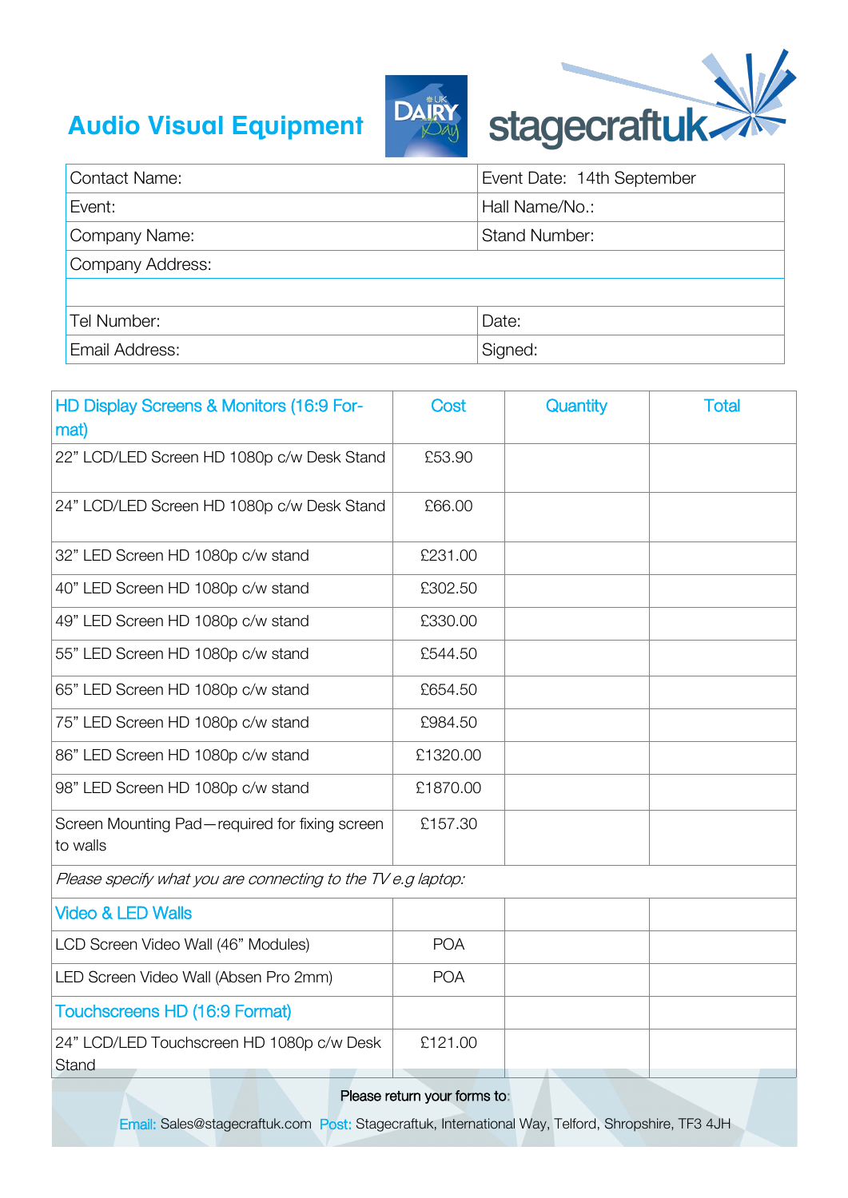# Audio Visual Equipment

| Contact Name: | Event Date: 14th September |
|---|---|
| Event: | Hall Name/No.: |
| Company Name: | Stand Number: |
| Company Address: | |
| | |
| Tel Number: | Date: |
| Email Address: | Signed: |

| HD Display Screens & Monitors (16:9 Format) | Cost | Quantity | Total |
|---|---|---|---|
| 22" LCD/LED Screen HD 1080p c/w Desk Stand | £53.90 | | |
| 24" LCD/LED Screen HD 1080p c/w Desk Stand | £66.00 | | |
| 32" LED Screen HD 1080p c/w stand | £231.00 | | |
| 40" LED Screen HD 1080p c/w stand | £302.50 | | |
| 49" LED Screen HD 1080p c/w stand | £330.00 | | |
| 55" LED Screen HD 1080p c/w stand | £544.50 | | |
| 65" LED Screen HD 1080p c/w stand | £654.50 | | |
| 75" LED Screen HD 1080p c/w stand | £984.50 | | |
| 86" LED Screen HD 1080p c/w stand | £1320.00 | | |
| 98" LED Screen HD 1080p c/w stand | £1870.00 | | |
| Screen Mounting Pad—required for fixing screen to walls | £157.30 | | |
| *Please specify what you are connecting to the TV e.g laptop:* | | | |
| **Video & LED Walls** | | | |
| LCD Screen Video Wall (46" Modules) | POA | | |
| LED Screen Video Wall (Absen Pro 2mm) | POA | | |
| **Touchscreens HD (16:9 Format)** | | | |
| 24" LCD/LED Touchscreen HD 1080p c/w Desk Stand | £121.00 | | |

Please return your forms to:

Email: Sales@stagecraftuk.com Post: Stagecraftuk, International Way, Telford, Shropshire, TF3 4JH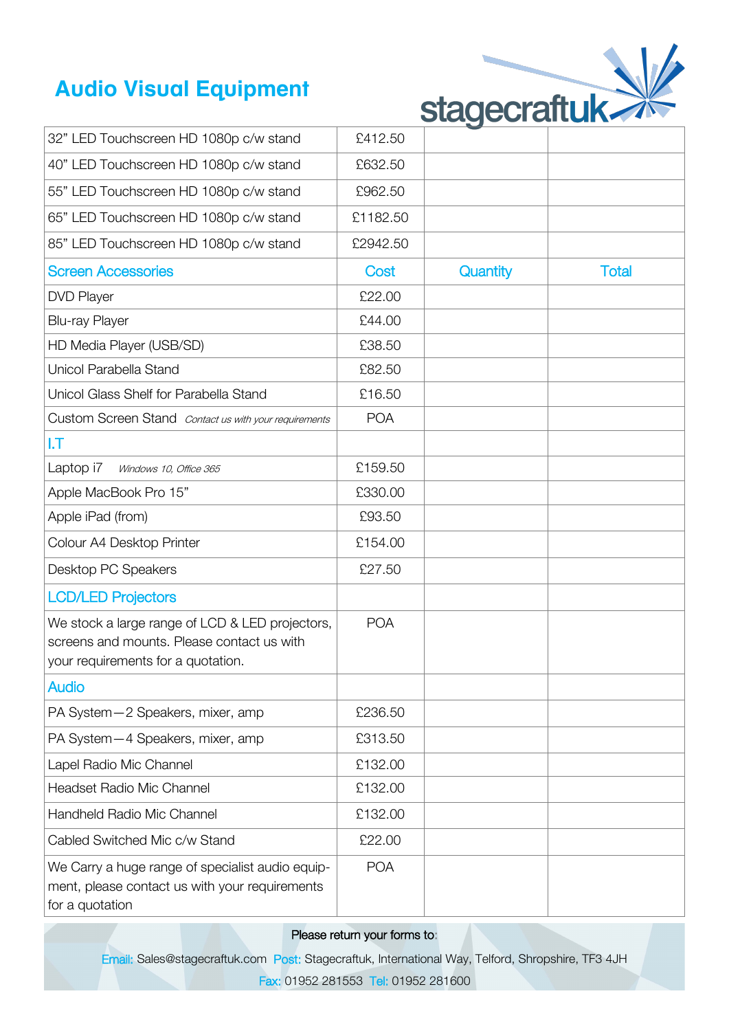# Audio Visual Equipment

stagecraftuk

| 32" LED Touchscreen HD 1080p c/w stand | £412.50 | | |
|---|---|---|---|
| 40" LED Touchscreen HD 1080p c/w stand | £632.50 | | |
| 55" LED Touchscreen HD 1080p c/w stand | £962.50 | | |
| 65" LED Touchscreen HD 1080p c/w stand | £1182.50 | | |
| 85" LED Touchscreen HD 1080p c/w stand | £2942.50 | | |
| **Screen Accessories** | **Cost** | **Quantity** | **Total** |
| DVD Player | £22.00 | | |
| Blu-ray Player | £44.00 | | |
| HD Media Player (USB/SD) | £38.50 | | |
| Unicol Parabella Stand | £82.50 | | |
| Unicol Glass Shelf for Parabella Stand | £16.50 | | |
| Custom Screen Stand *Contact us with your requirements* | POA | | |
| **I.T** | | | |
| Laptop i7 *Windows 10, Office 365* | £159.50 | | |
| Apple MacBook Pro 15" | £330.00 | | |
| Apple iPad (from) | £93.50 | | |
| Colour A4 Desktop Printer | £154.00 | | |
| Desktop PC Speakers | £27.50 | | |
| **LCD/LED Projectors** | | | |
| We stock a large range of LCD & LED projectors, screens and mounts. Please contact us with your requirements for a quotation. | POA | | |
| **Audio** | | | |
| PA System—2 Speakers, mixer, amp | £236.50 | | |
| PA System—4 Speakers, mixer, amp | £313.50 | | |
| Lapel Radio Mic Channel | £132.00 | | |
| Headset Radio Mic Channel | £132.00 | | |
| Handheld Radio Mic Channel | £132.00 | | |
| Cabled Switched Mic c/w Stand | £22.00 | | |
| We Carry a huge range of specialist audio equipment, please contact us with your requirements for a quotation | POA | | |

Please return your forms to:

Email: Sales@stagecraftuk.com Post: Stagecraftuk, International Way, Telford, Shropshire, TF3 4JH

Fax: 01952 281553 Tel: 01952 281600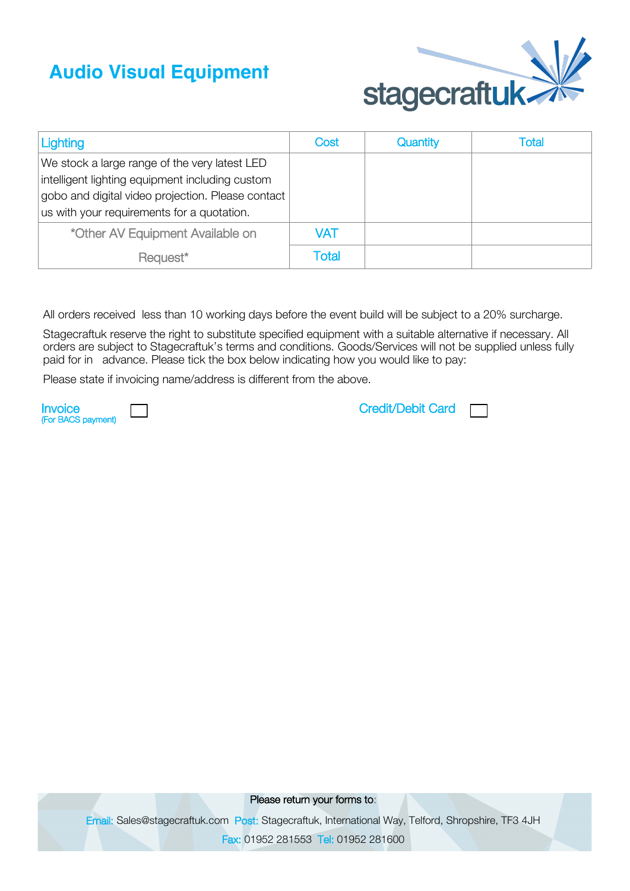# Audio Visual Equipment

stagecraftuk

| Lighting | Cost | Quantity | Total |
|---|---|---|---|
| We stock a large range of the very latest LED intelligent lighting equipment including custom gobo and digital video projection. Please contact us with your requirements for a quotation. | | | |
| *Other AV Equipment Available on Request* | VAT | | |
| | Total | | |

All orders received less than 10 working days before the event build will be subject to a 20% surcharge.

Stagecraftuk reserve the right to substitute specified equipment with a suitable alternative if necessary. All orders are subject to Stagecraftuk's terms and conditions. Goods/Services will not be supplied unless fully paid for in advance. Please tick the box below indicating how you would like to pay:

Please state if invoicing name/address is different from the above.

Invoice (For BACS payment) ☐

Credit/Debit Card ☐

Please return your forms to:

Email: Sales@stagecraftuk.com Post: Stagecraftuk, International Way, Telford, Shropshire, TF3 4JH

Fax: 01952 281553 Tel: 01952 281600